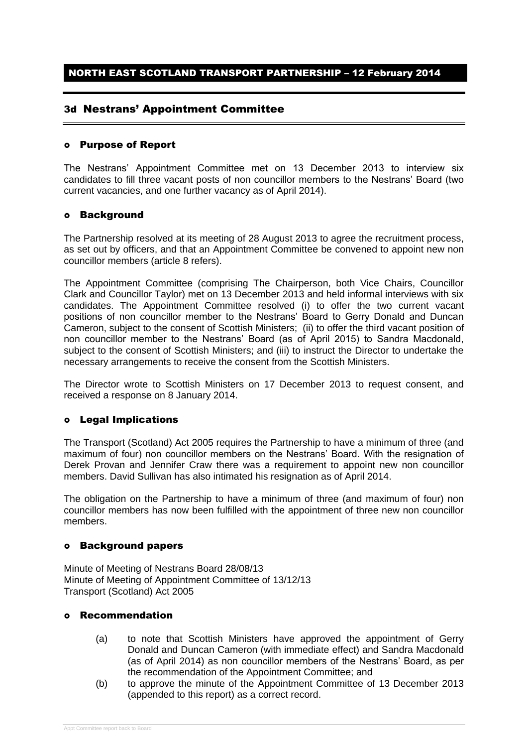# NORTH EAST SCOTLAND TRANSPORT PARTNERSHIP – 12 February 2014

## 3d Nestrans' Appointment Committee

### Purpose of Report

The Nestrans' Appointment Committee met on 13 December 2013 to interview six candidates to fill three vacant posts of non councillor members to the Nestrans' Board (two current vacancies, and one further vacancy as of April 2014).

### Background

The Partnership resolved at its meeting of 28 August 2013 to agree the recruitment process, as set out by officers, and that an Appointment Committee be convened to appoint new non councillor members (article 8 refers).

The Appointment Committee (comprising The Chairperson, both Vice Chairs, Councillor Clark and Councillor Taylor) met on 13 December 2013 and held informal interviews with six candidates. The Appointment Committee resolved (i) to offer the two current vacant positions of non councillor member to the Nestrans' Board to Gerry Donald and Duncan Cameron, subject to the consent of Scottish Ministers; (ii) to offer the third vacant position of non councillor member to the Nestrans' Board (as of April 2015) to Sandra Macdonald, subject to the consent of Scottish Ministers; and (iii) to instruct the Director to undertake the necessary arrangements to receive the consent from the Scottish Ministers.

The Director wrote to Scottish Ministers on 17 December 2013 to request consent, and received a response on 8 January 2014.

### Legal Implications

The Transport (Scotland) Act 2005 requires the Partnership to have a minimum of three (and maximum of four) non councillor members on the Nestrans' Board. With the resignation of Derek Provan and Jennifer Craw there was a requirement to appoint new non councillor members. David Sullivan has also intimated his resignation as of April 2014.

The obligation on the Partnership to have a minimum of three (and maximum of four) non councillor members has now been fulfilled with the appointment of three new non councillor members.

### Background papers

Minute of Meeting of Nestrans Board 28/08/13
Minute of Meeting of Appointment Committee of 13/12/13
Transport (Scotland) Act 2005

### Recommendation

(a) to note that Scottish Ministers have approved the appointment of Gerry Donald and Duncan Cameron (with immediate effect) and Sandra Macdonald (as of April 2014) as non councillor members of the Nestrans' Board, as per the recommendation of the Appointment Committee; and

(b) to approve the minute of the Appointment Committee of 13 December 2013 (appended to this report) as a correct record.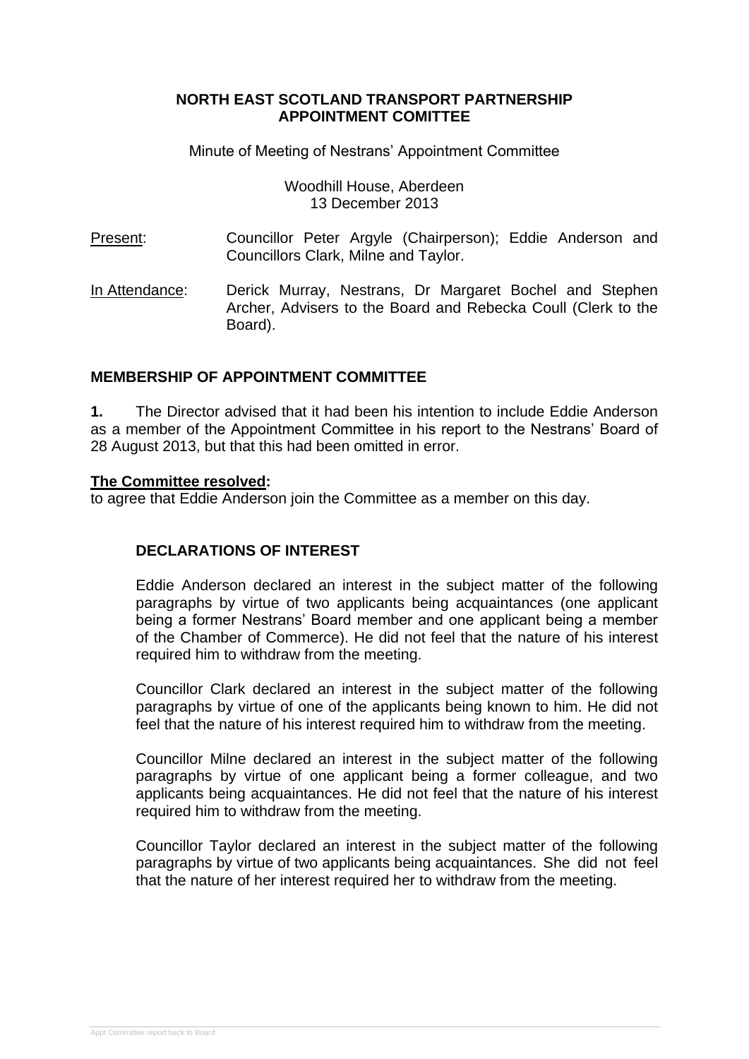**NORTH EAST SCOTLAND TRANSPORT PARTNERSHIP**
**APPOINTMENT COMITTEE**

Minute of Meeting of Nestrans' Appointment Committee

Woodhill House, Aberdeen
13 December 2013

Present: Councillor Peter Argyle (Chairperson); Eddie Anderson and Councillors Clark, Milne and Taylor.

In Attendance: Derick Murray, Nestrans, Dr Margaret Bochel and Stephen Archer, Advisers to the Board and Rebecka Coull (Clerk to the Board).

## MEMBERSHIP OF APPOINTMENT COMMITTEE

**1.** The Director advised that it had been his intention to include Eddie Anderson as a member of the Appointment Committee in his report to the Nestrans' Board of 28 August 2013, but that this had been omitted in error.

**The Committee resolved:**
to agree that Eddie Anderson join the Committee as a member on this day.

## DECLARATIONS OF INTEREST

Eddie Anderson declared an interest in the subject matter of the following paragraphs by virtue of two applicants being acquaintances (one applicant being a former Nestrans' Board member and one applicant being a member of the Chamber of Commerce). He did not feel that the nature of his interest required him to withdraw from the meeting.

Councillor Clark declared an interest in the subject matter of the following paragraphs by virtue of one of the applicants being known to him. He did not feel that the nature of his interest required him to withdraw from the meeting.

Councillor Milne declared an interest in the subject matter of the following paragraphs by virtue of one applicant being a former colleague, and two applicants being acquaintances. He did not feel that the nature of his interest required him to withdraw from the meeting.

Councillor Taylor declared an interest in the subject matter of the following paragraphs by virtue of two applicants being acquaintances. She did not feel that the nature of her interest required her to withdraw from the meeting.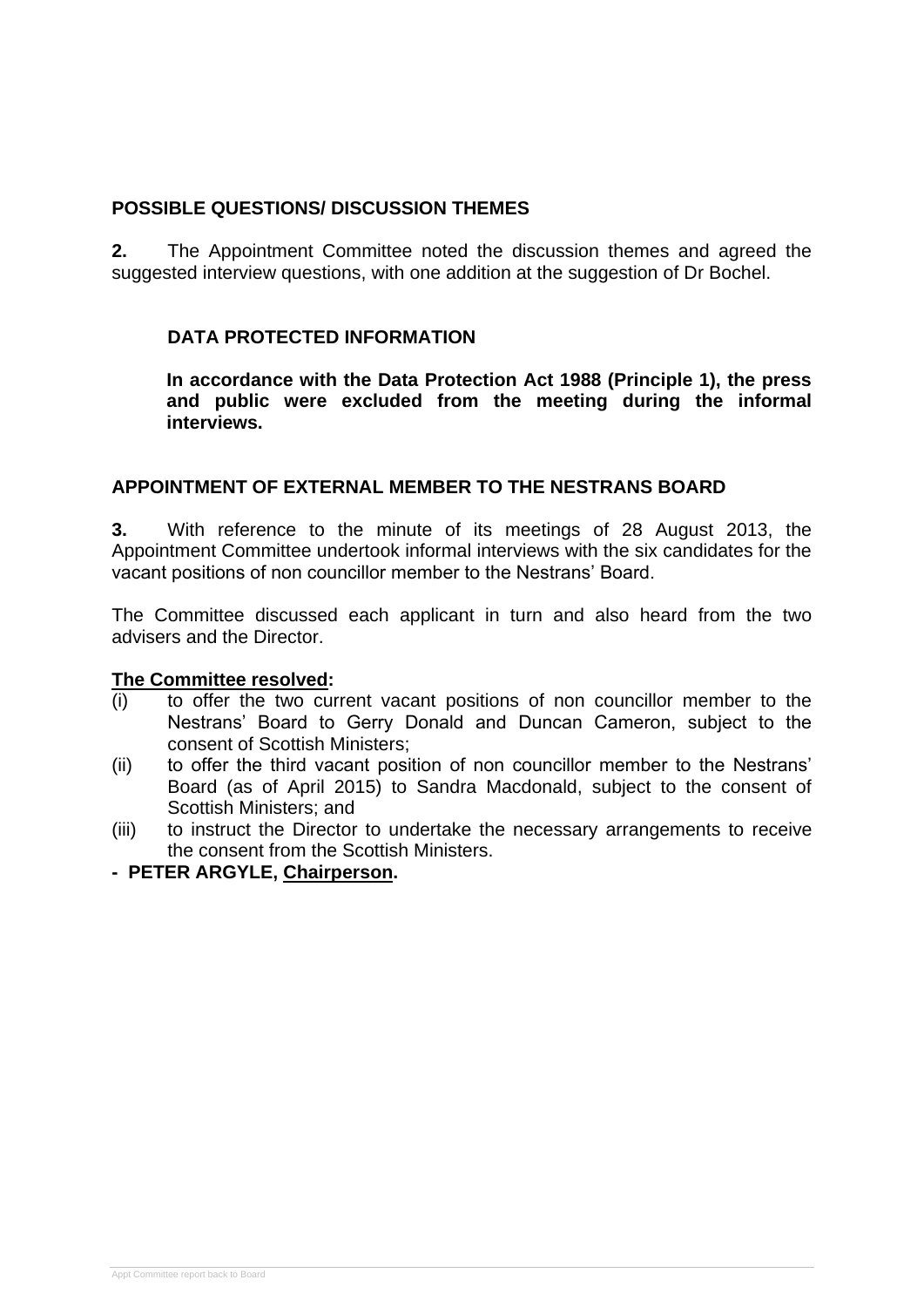## POSSIBLE QUESTIONS/ DISCUSSION THEMES

**2.** The Appointment Committee noted the discussion themes and agreed the suggested interview questions, with one addition at the suggestion of Dr Bochel.

### DATA PROTECTED INFORMATION

**In accordance with the Data Protection Act 1988 (Principle 1), the press and public were excluded from the meeting during the informal interviews.**

## APPOINTMENT OF EXTERNAL MEMBER TO THE NESTRANS BOARD

**3.** With reference to the minute of its meetings of 28 August 2013, the Appointment Committee undertook informal interviews with the six candidates for the vacant positions of non councillor member to the Nestrans' Board.

The Committee discussed each applicant in turn and also heard from the two advisers and the Director.

**The Committee resolved:**

(i) to offer the two current vacant positions of non councillor member to the Nestrans' Board to Gerry Donald and Duncan Cameron, subject to the consent of Scottish Ministers;

(ii) to offer the third vacant position of non councillor member to the Nestrans' Board (as of April 2015) to Sandra Macdonald, subject to the consent of Scottish Ministers; and

(iii) to instruct the Director to undertake the necessary arrangements to receive the consent from the Scottish Ministers.

**- PETER ARGYLE, Chairperson.**